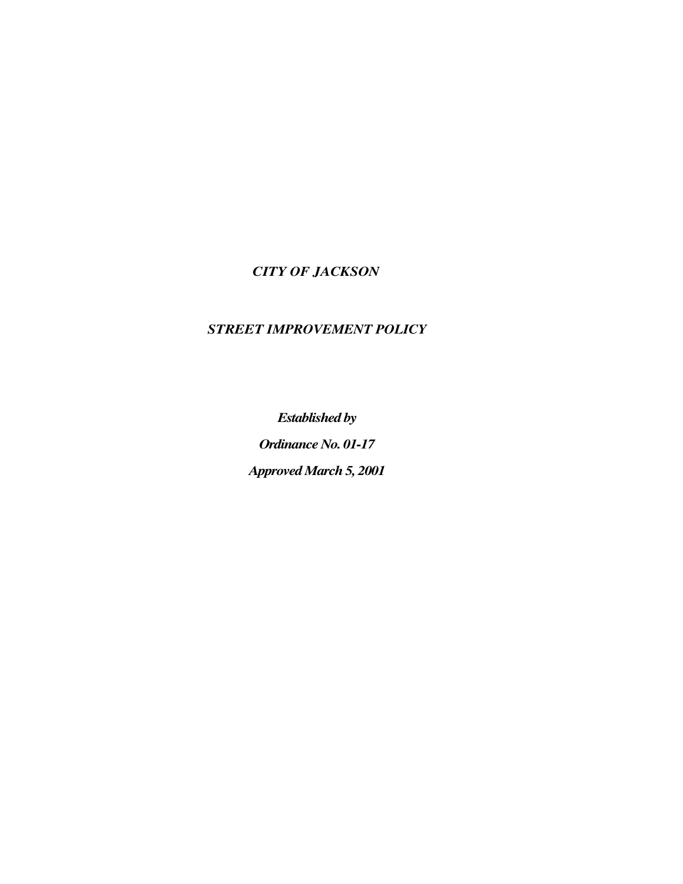# *CITY OF JACKSON*

## *STREET IMPROVEMENT POLICY*

***Established by***

***Ordinance No. 01-17***

***Approved March 5, 2001***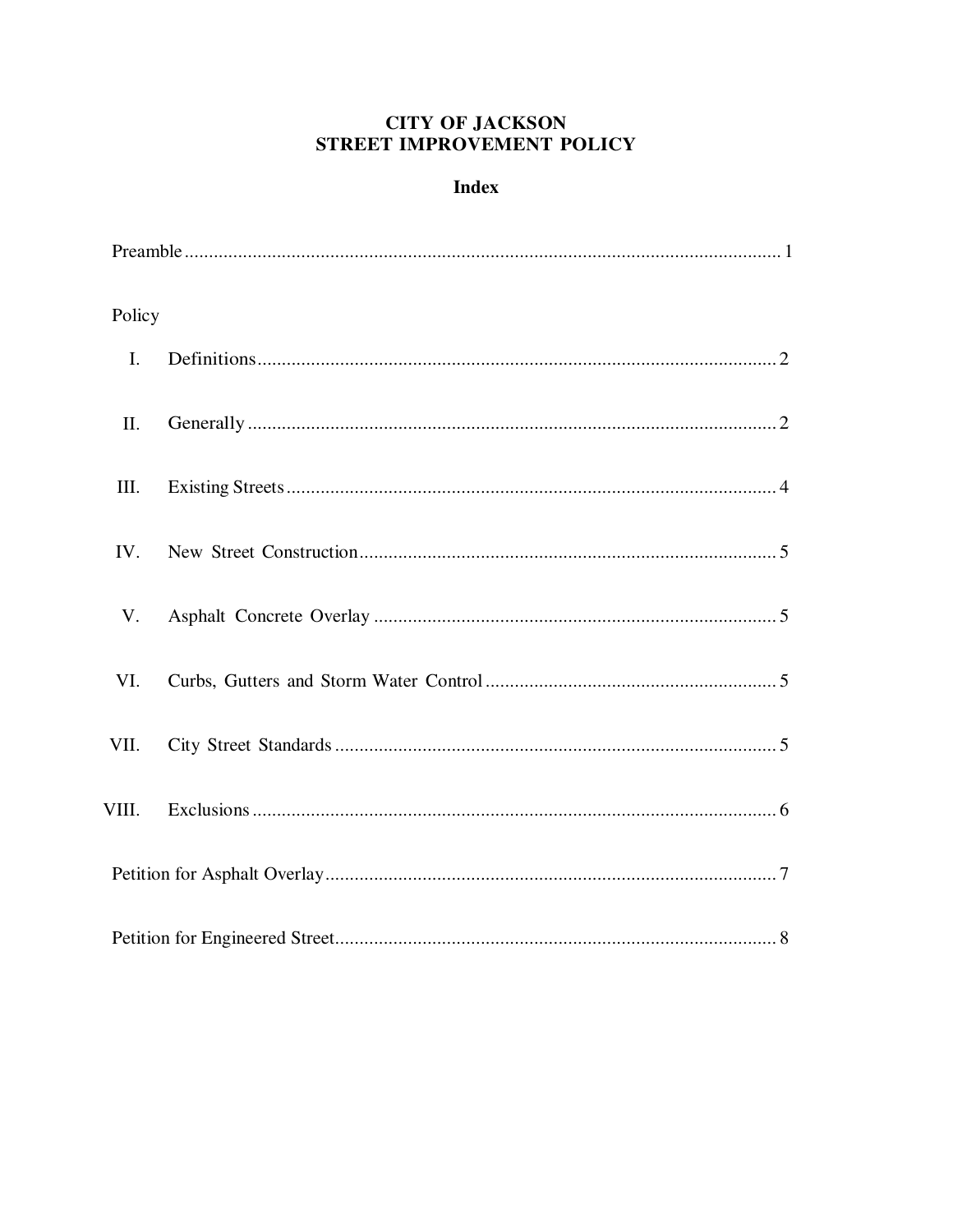# CITY OF JACKSON
# STREET IMPROVEMENT POLICY

## Index

Preamble .......... 1

Policy

I. Definitions .......... 2

II. Generally .......... 2

III. Existing Streets .......... 4

IV. New Street Construction .......... 5

V. Asphalt Concrete Overlay .......... 5

VI. Curbs, Gutters and Storm Water Control .......... 5

VII. City Street Standards .......... 5

VIII. Exclusions .......... 6

Petition for Asphalt Overlay .......... 7

Petition for Engineered Street .......... 8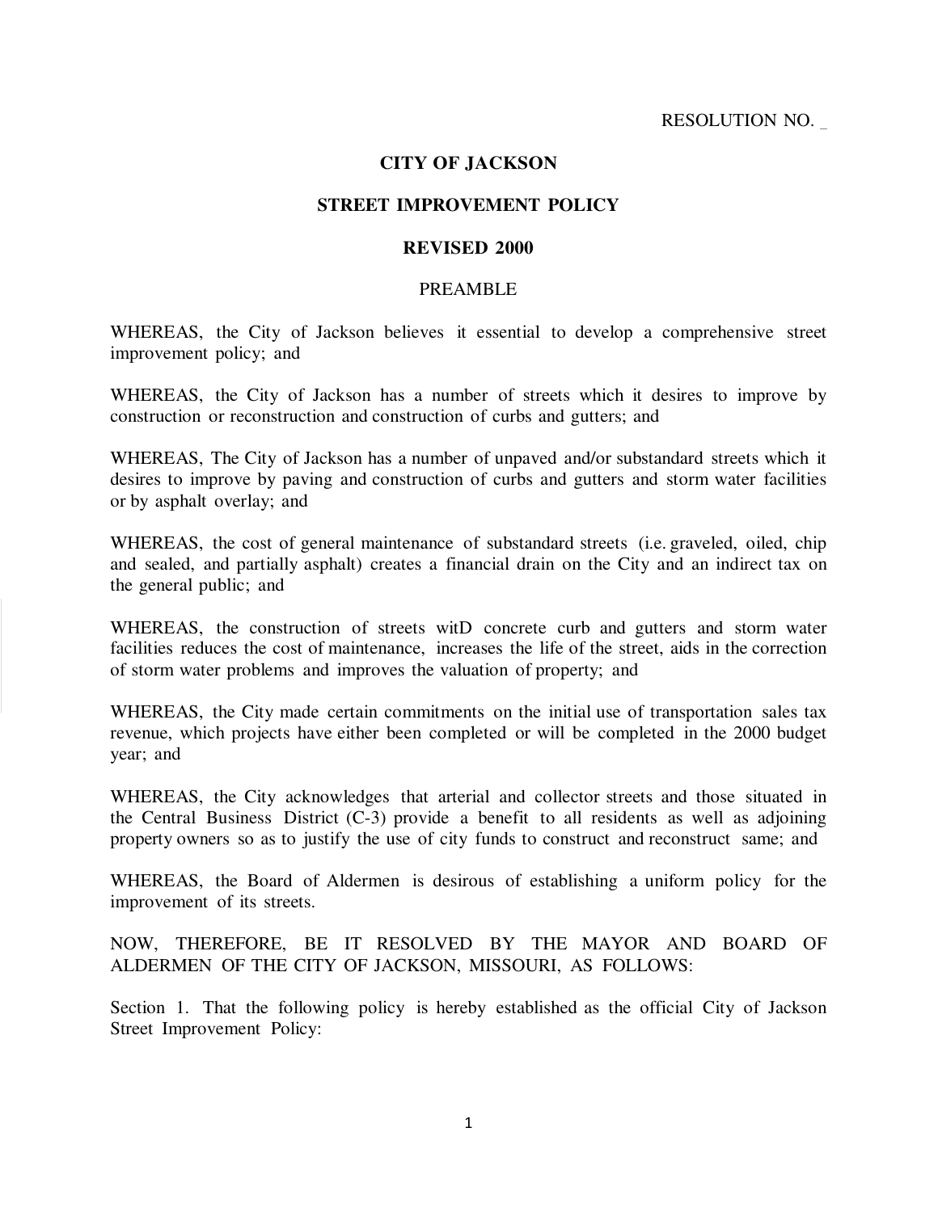RESOLUTION NO. _

# CITY OF JACKSON

## STREET IMPROVEMENT POLICY

## REVISED 2000

PREAMBLE

WHEREAS, the City of Jackson believes it essential to develop a comprehensive street improvement policy; and

WHEREAS, the City of Jackson has a number of streets which it desires to improve by construction or reconstruction and construction of curbs and gutters; and

WHEREAS, The City of Jackson has a number of unpaved and/or substandard streets which it desires to improve by paving and construction of curbs and gutters and storm water facilities or by asphalt overlay; and

WHEREAS, the cost of general maintenance of substandard streets (i.e. graveled, oiled, chip and sealed, and partially asphalt) creates a financial drain on the City and an indirect tax on the general public; and

WHEREAS, the construction of streets witD concrete curb and gutters and storm water facilities reduces the cost of maintenance, increases the life of the street, aids in the correction of storm water problems and improves the valuation of property; and

WHEREAS, the City made certain commitments on the initial use of transportation sales tax revenue, which projects have either been completed or will be completed in the 2000 budget year; and

WHEREAS, the City acknowledges that arterial and collector streets and those situated in the Central Business District (C-3) provide a benefit to all residents as well as adjoining property owners so as to justify the use of city funds to construct and reconstruct same; and

WHEREAS, the Board of Aldermen is desirous of establishing a uniform policy for the improvement of its streets.

NOW, THEREFORE, BE IT RESOLVED BY THE MAYOR AND BOARD OF ALDERMEN OF THE CITY OF JACKSON, MISSOURI, AS FOLLOWS:

Section 1. That the following policy is hereby established as the official City of Jackson Street Improvement Policy: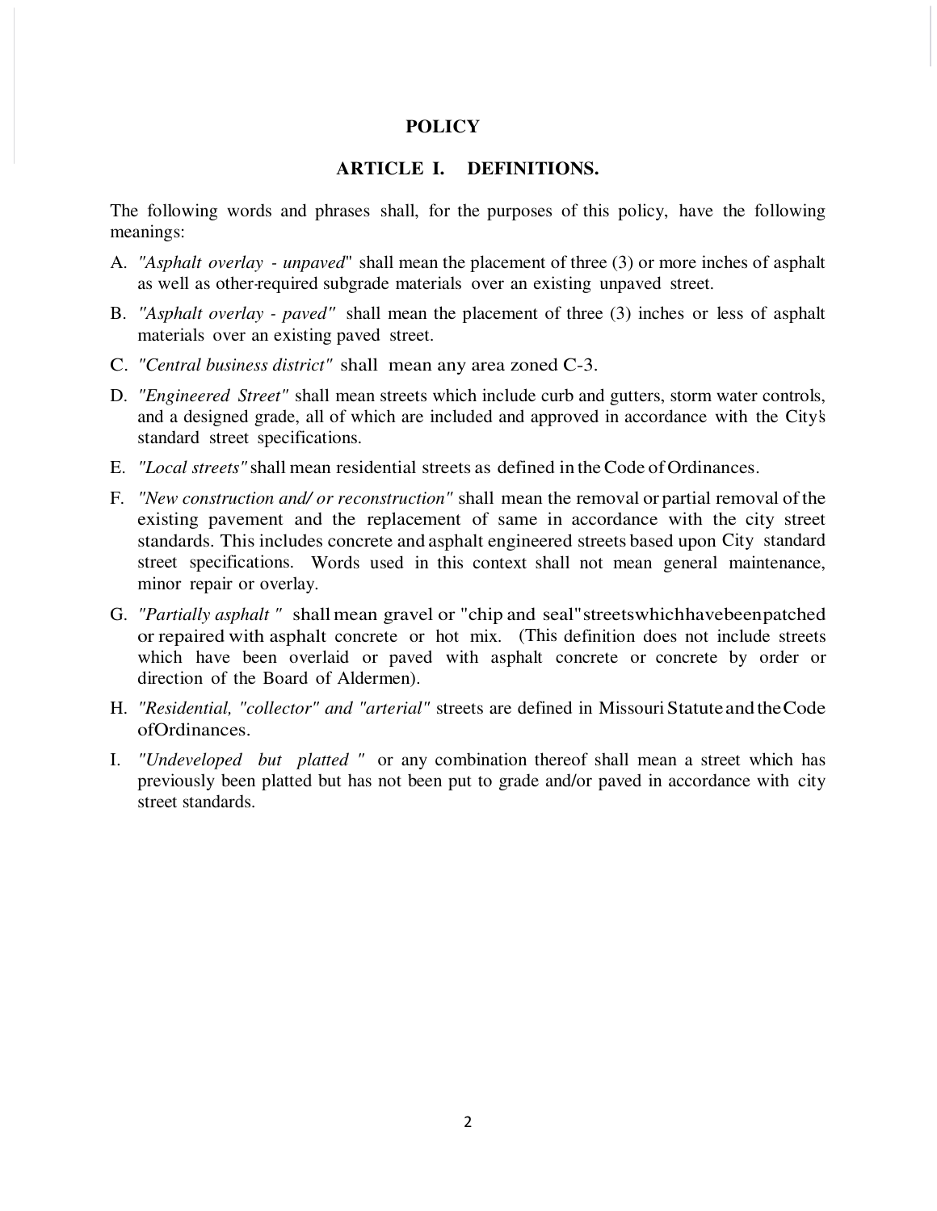# POLICY

## ARTICLE I. DEFINITIONS.

The following words and phrases shall, for the purposes of this policy, have the following meanings:

A. *"Asphalt overlay - unpaved*" shall mean the placement of three (3) or more inches of asphalt as well as other-required subgrade materials over an existing unpaved street.

B. *"Asphalt overlay - paved"* shall mean the placement of three (3) inches or less of asphalt materials over an existing paved street.

C. *"Central business district"* shall mean any area zoned C-3.

D. *"Engineered Street"* shall mean streets which include curb and gutters, storm water controls, and a designed grade, all of which are included and approved in accordance with the City's standard street specifications.

E. *"Local streets"* shall mean residential streets as defined in the Code of Ordinances.

F. *"New construction and/ or reconstruction"* shall mean the removal or partial removal of the existing pavement and the replacement of same in accordance with the city street standards. This includes concrete and asphalt engineered streets based upon City standard street specifications. Words used in this context shall not mean general maintenance, minor repair or overlay.

G. *"Partially asphalt "* shall mean gravel or "chip and seal" streets which have been patched or repaired with asphalt concrete or hot mix. (This definition does not include streets which have been overlaid or paved with asphalt concrete or concrete by order or direction of the Board of Aldermen).

H. *"Residential, "collector" and "arterial"* streets are defined in Missouri Statute and the Code of Ordinances.

I. *"Undeveloped but platted "* or any combination thereof shall mean a street which has previously been platted but has not been put to grade and/or paved in accordance with city street standards.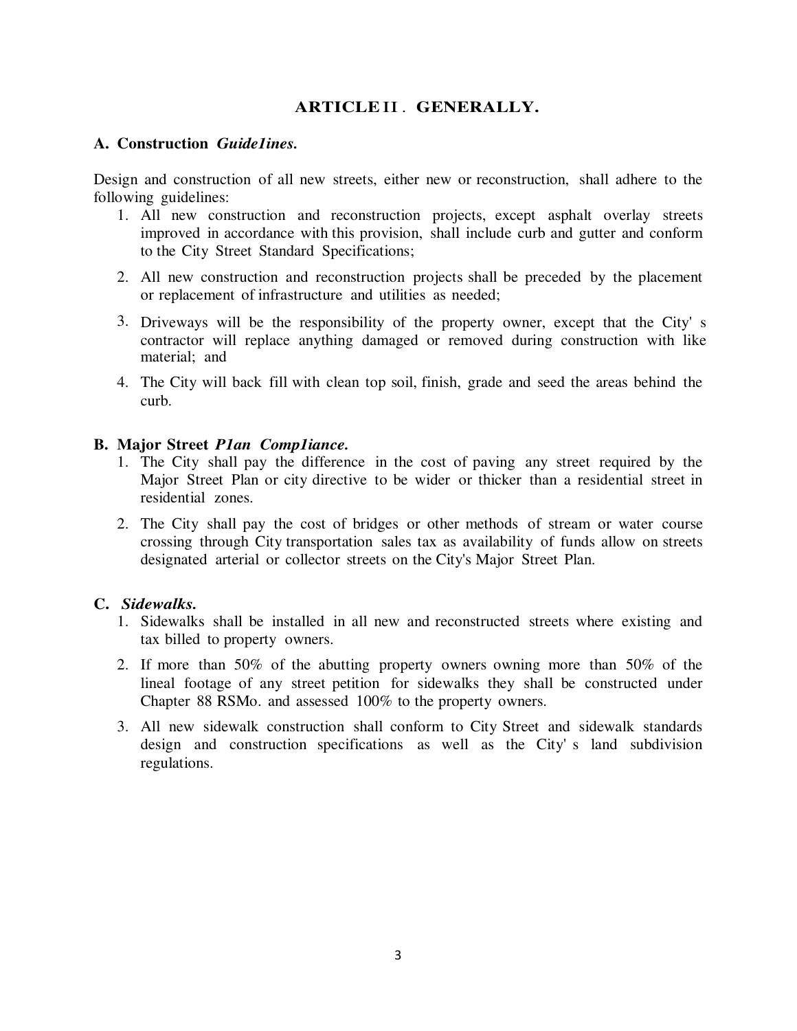## ARTICLE II. GENERALLY.

**A. Construction *Guide1ines.***

Design and construction of all new streets, either new or reconstruction, shall adhere to the following guidelines:

1. All new construction and reconstruction projects, except asphalt overlay streets improved in accordance with this provision, shall include curb and gutter and conform to the City Street Standard Specifications;
2. All new construction and reconstruction projects shall be preceded by the placement or replacement of infrastructure and utilities as needed;
3. Driveways will be the responsibility of the property owner, except that the City' s contractor will replace anything damaged or removed during construction with like material; and
4. The City will back fill with clean top soil, finish, grade and seed the areas behind the curb.

**B. Major Street *P1an Comp1iance.***

1. The City shall pay the difference in the cost of paving any street required by the Major Street Plan or city directive to be wider or thicker than a residential street in residential zones.
2. The City shall pay the cost of bridges or other methods of stream or water course crossing through City transportation sales tax as availability of funds allow on streets designated arterial or collector streets on the City's Major Street Plan.

**C. *Sidewalks.***

1. Sidewalks shall be installed in all new and reconstructed streets where existing and tax billed to property owners.
2. If more than 50% of the abutting property owners owning more than 50% of the lineal footage of any street petition for sidewalks they shall be constructed under Chapter 88 RSMo. and assessed 100% to the property owners.
3. All new sidewalk construction shall conform to City Street and sidewalk standards design and construction specifications as well as the City' s land subdivision regulations.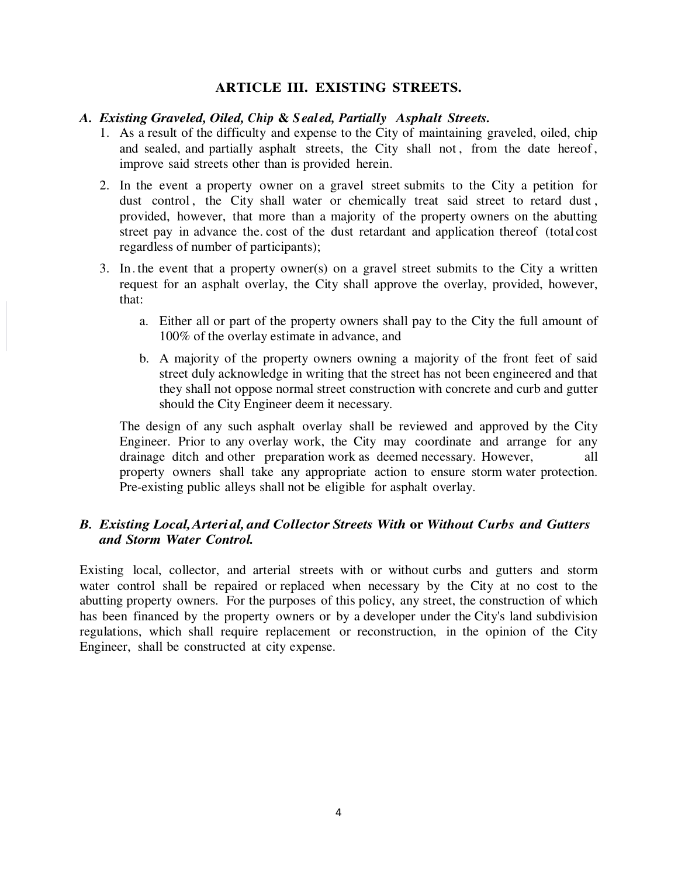## ARTICLE III. EXISTING STREETS.

### *A. Existing Graveled, Oiled, Chip & Sealed, Partially Asphalt Streets.*

1. As a result of the difficulty and expense to the City of maintaining graveled, oiled, chip and sealed, and partially asphalt streets, the City shall not, from the date hereof, improve said streets other than is provided herein.

2. In the event a property owner on a gravel street submits to the City a petition for dust control, the City shall water or chemically treat said street to retard dust, provided, however, that more than a majority of the property owners on the abutting street pay in advance the. cost of the dust retardant and application thereof (total cost regardless of number of participants);

3. In. the event that a property owner(s) on a gravel street submits to the City a written request for an asphalt overlay, the City shall approve the overlay, provided, however, that:

   a. Either all or part of the property owners shall pay to the City the full amount of 100% of the overlay estimate in advance, and

   b. A majority of the property owners owning a majority of the front feet of said street duly acknowledge in writing that the street has not been engineered and that they shall not oppose normal street construction with concrete and curb and gutter should the City Engineer deem it necessary.

   The design of any such asphalt overlay shall be reviewed and approved by the City Engineer. Prior to any overlay work, the City may coordinate and arrange for any drainage ditch and other preparation work as deemed necessary. However, all property owners shall take any appropriate action to ensure storm water protection. Pre-existing public alleys shall not be eligible for asphalt overlay.

### *B. Existing Local, Arterial, and Collector Streets With* **or** *Without Curbs and Gutters and Storm Water Control.*

Existing local, collector, and arterial streets with or without curbs and gutters and storm water control shall be repaired or replaced when necessary by the City at no cost to the abutting property owners. For the purposes of this policy, any street, the construction of which has been financed by the property owners or by a developer under the City's land subdivision regulations, which shall require replacement or reconstruction, in the opinion of the City Engineer, shall be constructed at city expense.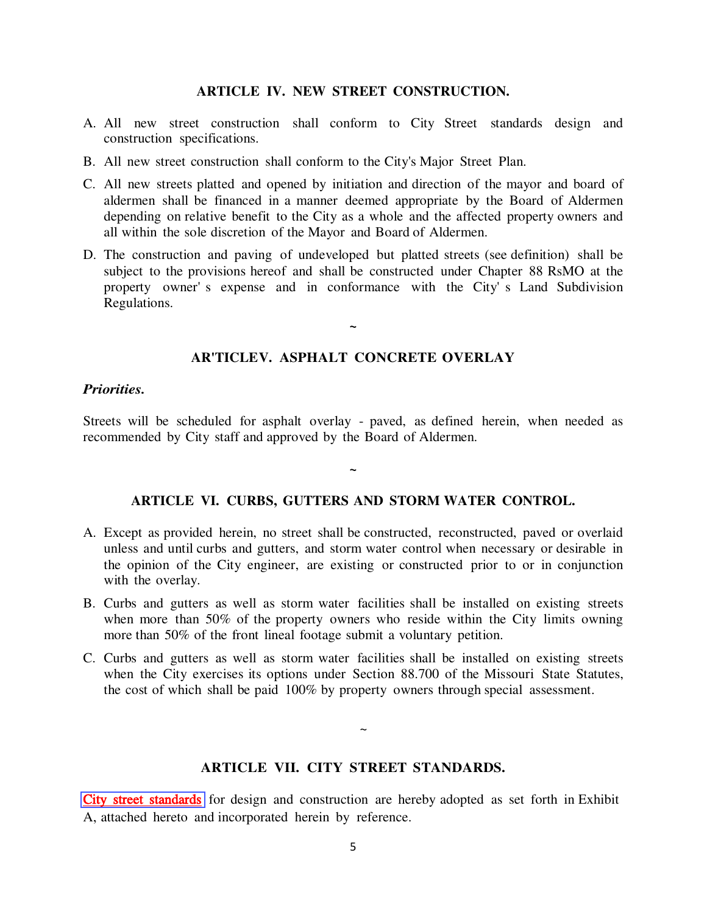## ARTICLE IV. NEW STREET CONSTRUCTION.

A. All new street construction shall conform to City Street standards design and construction specifications.

B. All new street construction shall conform to the City's Major Street Plan.

C. All new streets platted and opened by initiation and direction of the mayor and board of aldermen shall be financed in a manner deemed appropriate by the Board of Aldermen depending on relative benefit to the City as a whole and the affected property owners and all within the sole discretion of the Mayor and Board of Aldermen.

D. The construction and paving of undeveloped but platted streets (see definition) shall be subject to the provisions hereof and shall be constructed under Chapter 88 RsMO at the property owner' s expense and in conformance with the City' s Land Subdivision Regulations.

~

## AR'TICLEV. ASPHALT CONCRETE OVERLAY

***Priorities.***

Streets will be scheduled for asphalt overlay - paved, as defined herein, when needed as recommended by City staff and approved by the Board of Aldermen.

~

## ARTICLE VI. CURBS, GUTTERS AND STORM WATER CONTROL.

A. Except as provided herein, no street shall be constructed, reconstructed, paved or overlaid unless and until curbs and gutters, and storm water control when necessary or desirable in the opinion of the City engineer, are existing or constructed prior to or in conjunction with the overlay.

B. Curbs and gutters as well as storm water facilities shall be installed on existing streets when more than 50% of the property owners who reside within the City limits owning more than 50% of the front lineal footage submit a voluntary petition.

C. Curbs and gutters as well as storm water facilities shall be installed on existing streets when the City exercises its options under Section 88.700 of the Missouri State Statutes, the cost of which shall be paid 100% by property owners through special assessment.

~

## ARTICLE VII. CITY STREET STANDARDS.

City street standards for design and construction are hereby adopted as set forth in Exhibit A, attached hereto and incorporated herein by reference.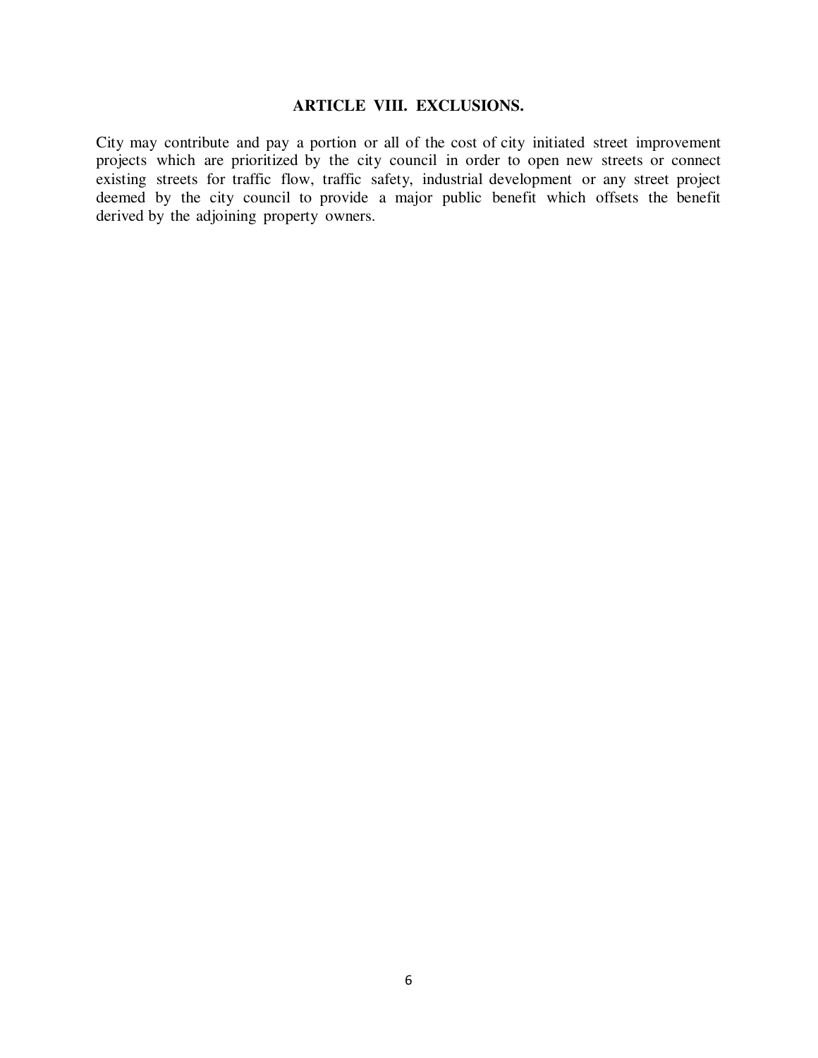## ARTICLE VIII. EXCLUSIONS.

City may contribute and pay a portion or all of the cost of city initiated street improvement projects which are prioritized by the city council in order to open new streets or connect existing streets for traffic flow, traffic safety, industrial development or any street project deemed by the city council to provide a major public benefit which offsets the benefit derived by the adjoining property owners.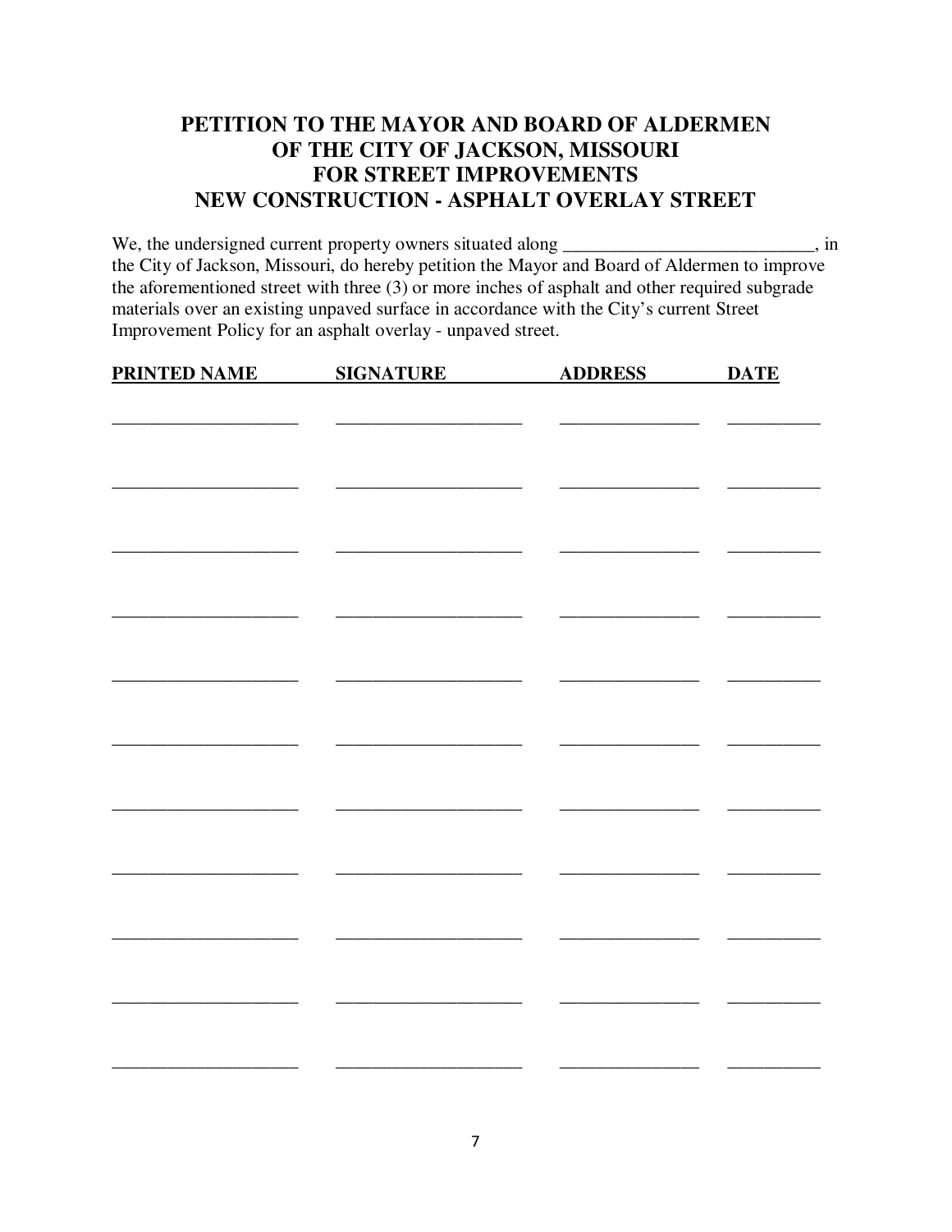# PETITION TO THE MAYOR AND BOARD OF ALDERMEN OF THE CITY OF JACKSON, MISSOURI FOR STREET IMPROVEMENTS NEW CONSTRUCTION - ASPHALT OVERLAY STREET

We, the undersigned current property owners situated along ___________________________, in the City of Jackson, Missouri, do hereby petition the Mayor and Board of Aldermen to improve the aforementioned street with three (3) or more inches of asphalt and other required subgrade materials over an existing unpaved surface in accordance with the City's current Street Improvement Policy for an asphalt overlay - unpaved street.

| PRINTED NAME | SIGNATURE | ADDRESS | DATE |
|---|---|---|---|
| ____________________ | ____________________ | _______________ | __________ |
| ____________________ | ____________________ | _______________ | __________ |
| ____________________ | ____________________ | _______________ | __________ |
| ____________________ | ____________________ | _______________ | __________ |
| ____________________ | ____________________ | _______________ | __________ |
| ____________________ | ____________________ | _______________ | __________ |
| ____________________ | ____________________ | _______________ | __________ |
| ____________________ | ____________________ | _______________ | __________ |
| ____________________ | ____________________ | _______________ | __________ |
| ____________________ | ____________________ | _______________ | __________ |
| ____________________ | ____________________ | _______________ | __________ |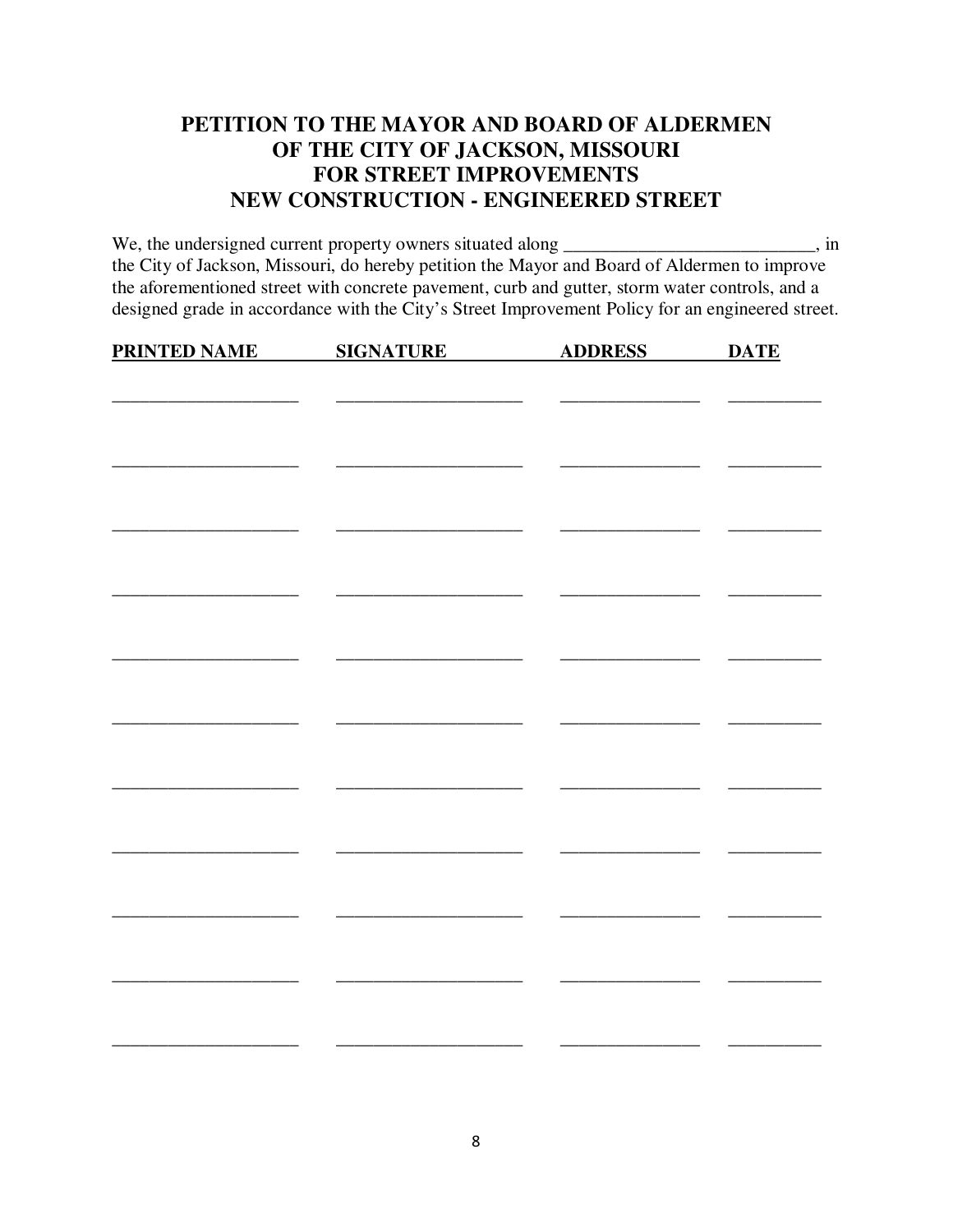# PETITION TO THE MAYOR AND BOARD OF ALDERMEN OF THE CITY OF JACKSON, MISSOURI FOR STREET IMPROVEMENTS NEW CONSTRUCTION - ENGINEERED STREET

We, the undersigned current property owners situated along ___________________________, in the City of Jackson, Missouri, do hereby petition the Mayor and Board of Aldermen to improve the aforementioned street with concrete pavement, curb and gutter, storm water controls, and a designed grade in accordance with the City's Street Improvement Policy for an engineered street.

| PRINTED NAME | SIGNATURE | ADDRESS | DATE |
|---|---|---|---|
| ____________________ | ____________________ | _______________ | __________ |
| ____________________ | ____________________ | _______________ | __________ |
| ____________________ | ____________________ | _______________ | __________ |
| ____________________ | ____________________ | _______________ | __________ |
| ____________________ | ____________________ | _______________ | __________ |
| ____________________ | ____________________ | _______________ | __________ |
| ____________________ | ____________________ | _______________ | __________ |
| ____________________ | ____________________ | _______________ | __________ |
| ____________________ | ____________________ | _______________ | __________ |
| ____________________ | ____________________ | _______________ | __________ |
| ____________________ | ____________________ | _______________ | __________ |